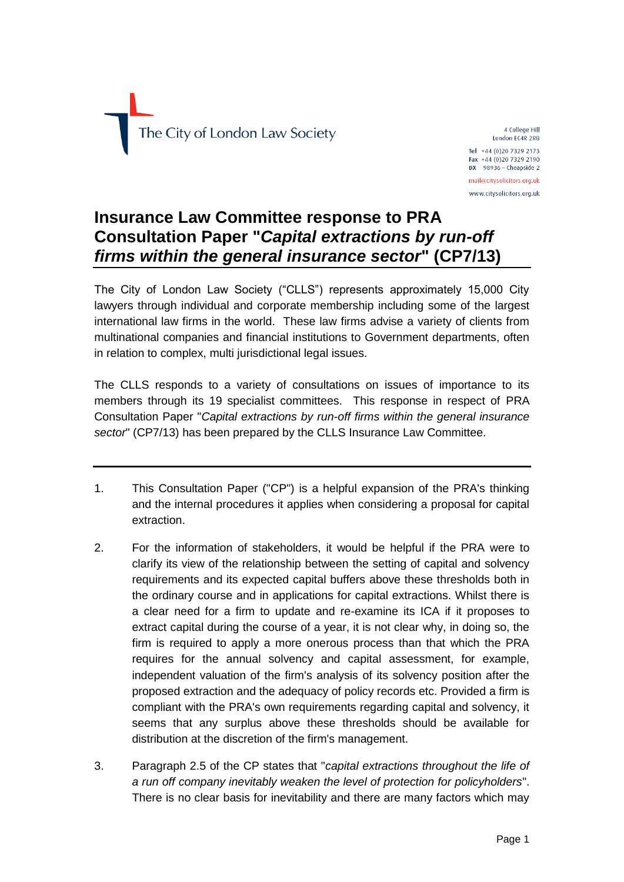The City of London Law Society

4 College Hill
London EC4R 2RB

Tel +44 (0)20 7329 2173
Fax +44 (0)20 7329 2190
DX 98936 – Cheapside 2

mail@citysolicitors.org.uk

www.citysolicitors.org.uk

# Insurance Law Committee response to PRA Consultation Paper "*Capital extractions by run-off firms within the general insurance sector*" (CP7/13)

The City of London Law Society ("CLLS") represents approximately 15,000 City lawyers through individual and corporate membership including some of the largest international law firms in the world. These law firms advise a variety of clients from multinational companies and financial institutions to Government departments, often in relation to complex, multi jurisdictional legal issues.

The CLLS responds to a variety of consultations on issues of importance to its members through its 19 specialist committees. This response in respect of PRA Consultation Paper "*Capital extractions by run-off firms within the general insurance sector*" (CP7/13) has been prepared by the CLLS Insurance Law Committee.

---

1. This Consultation Paper ("CP") is a helpful expansion of the PRA's thinking and the internal procedures it applies when considering a proposal for capital extraction.

2. For the information of stakeholders, it would be helpful if the PRA were to clarify its view of the relationship between the setting of capital and solvency requirements and its expected capital buffers above these thresholds both in the ordinary course and in applications for capital extractions. Whilst there is a clear need for a firm to update and re-examine its ICA if it proposes to extract capital during the course of a year, it is not clear why, in doing so, the firm is required to apply a more onerous process than that which the PRA requires for the annual solvency and capital assessment, for example, independent valuation of the firm's analysis of its solvency position after the proposed extraction and the adequacy of policy records etc. Provided a firm is compliant with the PRA's own requirements regarding capital and solvency, it seems that any surplus above these thresholds should be available for distribution at the discretion of the firm's management.

3. Paragraph 2.5 of the CP states that "*capital extractions throughout the life of a run off company inevitably weaken the level of protection for policyholders*". There is no clear basis for inevitability and there are many factors which may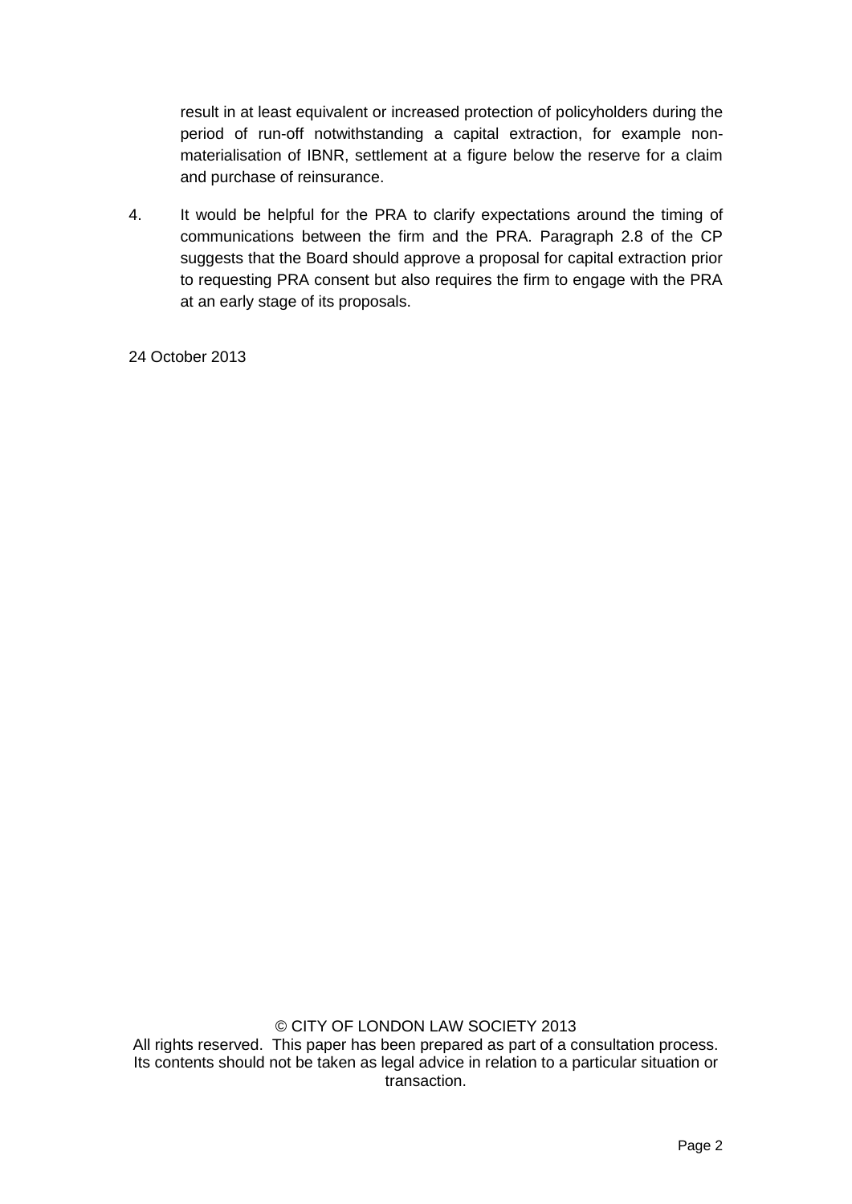result in at least equivalent or increased protection of policyholders during the period of run-off notwithstanding a capital extraction, for example non-materialisation of IBNR, settlement at a figure below the reserve for a claim and purchase of reinsurance.

4. It would be helpful for the PRA to clarify expectations around the timing of communications between the firm and the PRA. Paragraph 2.8 of the CP suggests that the Board should approve a proposal for capital extraction prior to requesting PRA consent but also requires the firm to engage with the PRA at an early stage of its proposals.

24 October 2013

© CITY OF LONDON LAW SOCIETY 2013
All rights reserved. This paper has been prepared as part of a consultation process. Its contents should not be taken as legal advice in relation to a particular situation or transaction.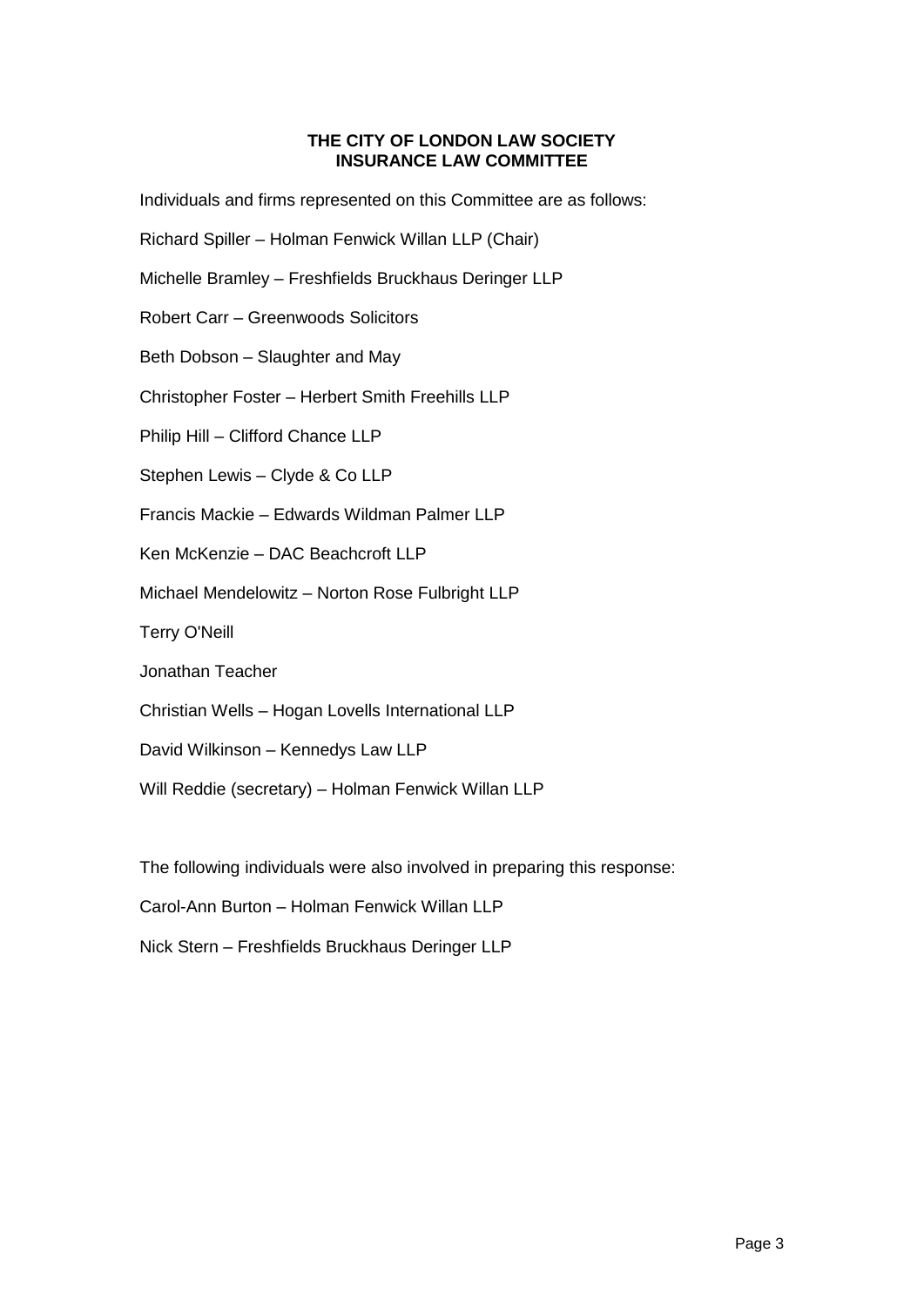**THE CITY OF LONDON LAW SOCIETY**
**INSURANCE LAW COMMITTEE**

Individuals and firms represented on this Committee are as follows:

Richard Spiller – Holman Fenwick Willan LLP (Chair)

Michelle Bramley – Freshfields Bruckhaus Deringer LLP

Robert Carr – Greenwoods Solicitors

Beth Dobson – Slaughter and May

Christopher Foster – Herbert Smith Freehills LLP

Philip Hill – Clifford Chance LLP

Stephen Lewis – Clyde & Co LLP

Francis Mackie – Edwards Wildman Palmer LLP

Ken McKenzie – DAC Beachcroft LLP

Michael Mendelowitz – Norton Rose Fulbright LLP

Terry O'Neill

Jonathan Teacher

Christian Wells – Hogan Lovells International LLP

David Wilkinson – Kennedys Law LLP

Will Reddie (secretary) – Holman Fenwick Willan LLP

The following individuals were also involved in preparing this response:

Carol-Ann Burton – Holman Fenwick Willan LLP

Nick Stern – Freshfields Bruckhaus Deringer LLP